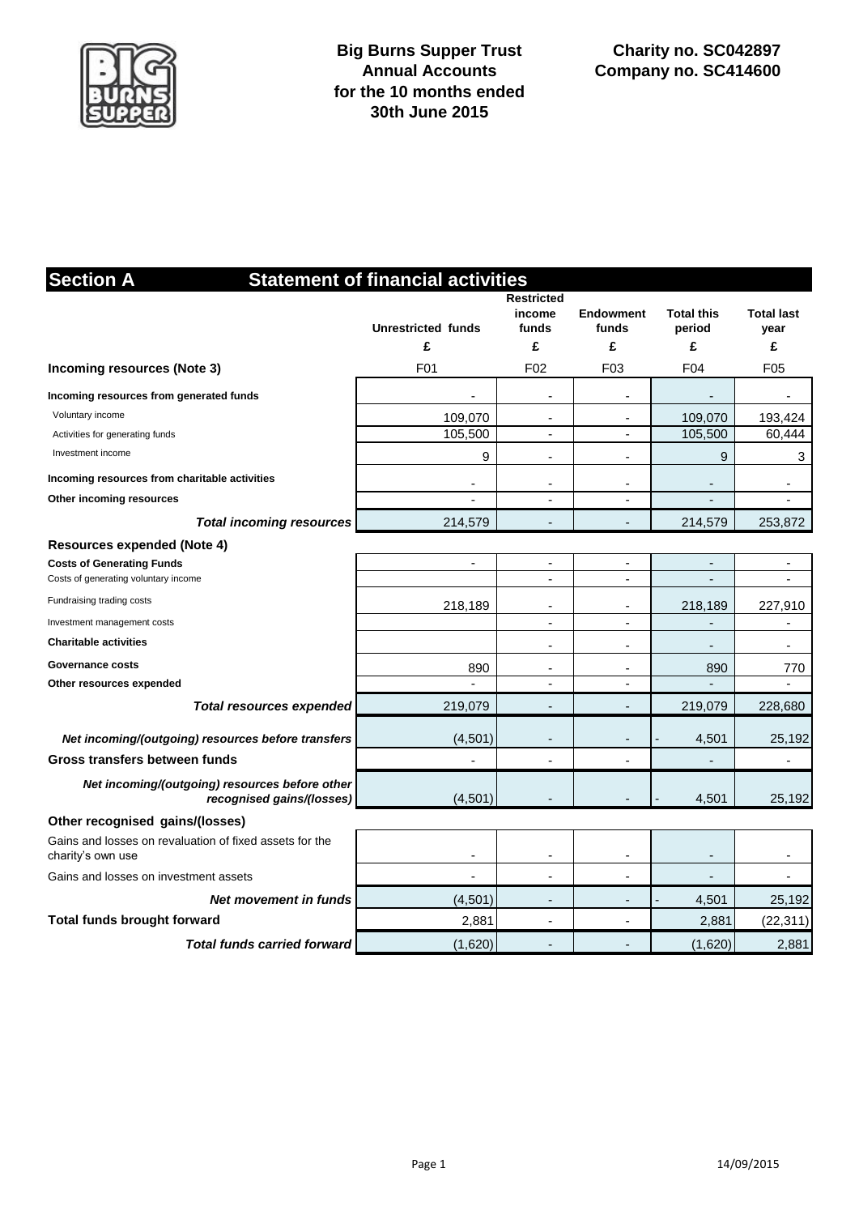**Big Burns Supper Trust**
**Annual Accounts**
**for the 10 months ended**
**30th June 2015**

**Charity no. SC042897**
**Company no. SC414600**

## Section A Statement of financial activities

| | Unrestricted funds | Restricted income funds | Endowment funds | Total this period | Total last year |
|---|---|---|---|---|---|
| | £ | £ | £ | £ | £ |
| **Incoming resources (Note 3)** | F01 | F02 | F03 | F04 | F05 |
| **Incoming resources from generated funds** | - | - | - | - | - |
| Voluntary income | 109,070 | - | - | 109,070 | 193,424 |
| Activities for generating funds | 105,500 | - | - | 105,500 | 60,444 |
| Investment income | 9 | - | - | 9 | 3 |
| **Incoming resources from charitable activities** | - | - | - | - | - |
| **Other incoming resources** | - | - | - | - | - |
| ***Total incoming resources*** | 214,579 | - | - | 214,579 | 253,872 |
| **Resources expended (Note 4)** | | | | | |
| **Costs of Generating Funds** | - | - | - | - | - |
| Costs of generating voluntary income | | - | - | - | - |
| Fundraising trading costs | 218,189 | - | - | 218,189 | 227,910 |
| Investment management costs | | - | - | - | - |
| **Charitable activities** | | - | - | - | - |
| **Governance costs** | 890 | - | - | 890 | 770 |
| **Other resources expended** | - | - | - | - | - |
| ***Total resources expended*** | 219,079 | - | - | 219,079 | 228,680 |
| ***Net incoming/(outgoing) resources before transfers*** | (4,501) | - | - | - 4,501 | 25,192 |
| **Gross transfers between funds** | - | - | - | - | - |
| ***Net incoming/(outgoing) resources before other recognised gains/(losses)*** | (4,501) | - | - | - 4,501 | 25,192 |
| **Other recognised gains/(losses)** | | | | | |
| Gains and losses on revaluation of fixed assets for the charity's own use | - | - | - | - | - |
| Gains and losses on investment assets | - | - | - | - | - |
| ***Net movement in funds*** | (4,501) | - | - | - 4,501 | 25,192 |
| **Total funds brought forward** | 2,881 | - | - | 2,881 | (22,311) |
| ***Total funds carried forward*** | (1,620) | - | - | (1,620) | 2,881 |

14/09/2015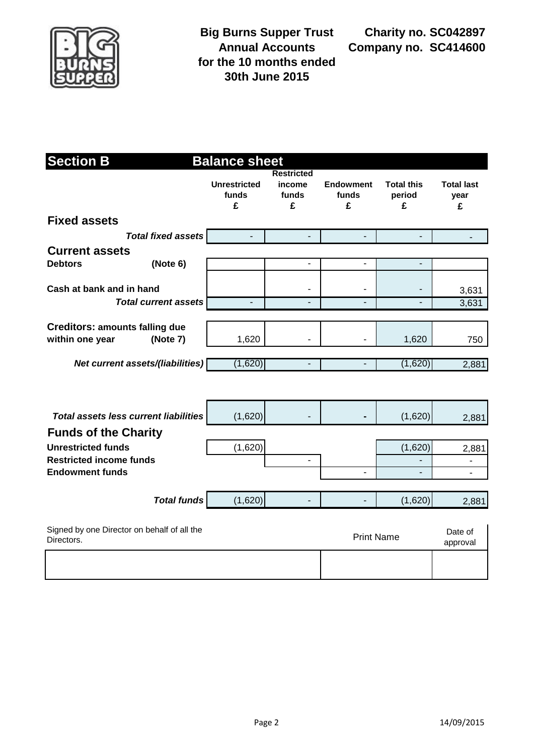**Big Burns Supper Trust**
**Annual Accounts**
**for the 10 months ended**
**30th June 2015**

**Charity no. SC042897**
**Company no. SC414600**

## Section B Balance sheet

| | Unrestricted funds £ | Restricted income funds £ | Endowment funds £ | Total this period £ | Total last year £ |
|---|---|---|---|---|---|
| **Fixed assets** | | | | | |
| ***Total fixed assets*** | - | - | - | - | - |
| **Current assets** | | | | | |
| **Debtors (Note 6)** | | - | - | - | |
| **Cash at bank and in hand** | | - | - | - | 3,631 |
| ***Total current assets*** | - | - | - | - | 3,631 |
| **Creditors: amounts falling due within one year (Note 7)** | 1,620 | - | - | 1,620 | 750 |
| ***Net current assets/(liabilities)*** | (1,620) | - | - | (1,620) | 2,881 |
| ***Total assets less current liabilities*** | (1,620) | - | - | (1,620) | 2,881 |
| **Funds of the Charity** | | | | | |
| **Unrestricted funds** | (1,620) | | | (1,620) | 2,881 |
| **Restricted income funds** | | - | | - | - |
| **Endowment funds** | | | - | - | - |
| ***Total funds*** | (1,620) | - | - | (1,620) | 2,881 |

| Signed by one Director on behalf of all the Directors. | Print Name | Date of approval |
|---|---|---|
| | | |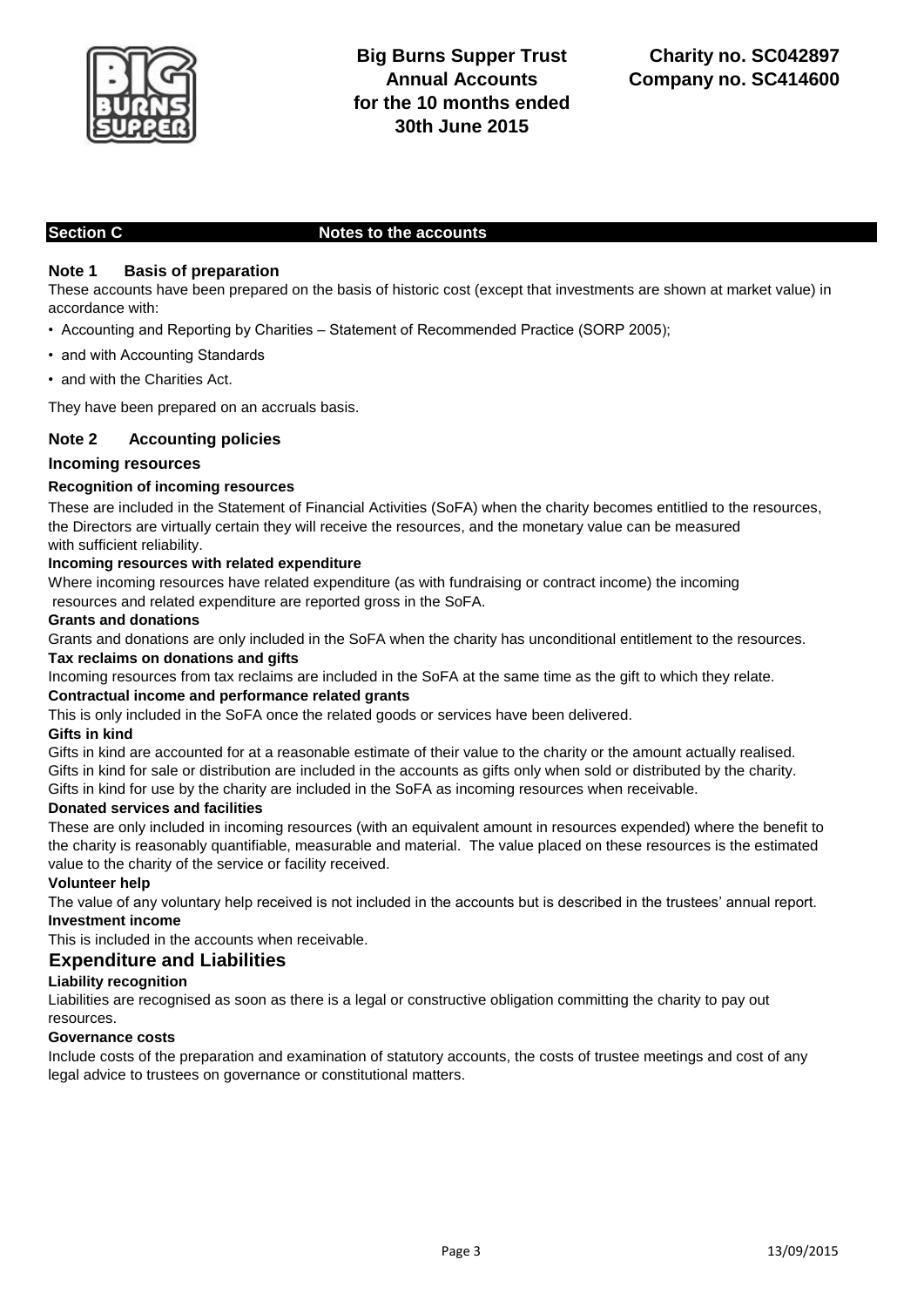# Big Burns Supper Trust
## Annual Accounts for the 10 months ended 30th June 2015

Charity no. SC042897
Company no. SC414600

## Section C — Notes to the accounts

### Note 1 Basis of preparation

These accounts have been prepared on the basis of historic cost (except that investments are shown at market value) in accordance with:

- Accounting and Reporting by Charities – Statement of Recommended Practice (SORP 2005);
- and with Accounting Standards
- and with the Charities Act.

They have been prepared on an accruals basis.

### Note 2 Accounting policies

#### Incoming resources

**Recognition of incoming resources**

These are included in the Statement of Financial Activities (SoFA) when the charity becomes entitlied to the resources, the Directors are virtually certain they will receive the resources, and the monetary value can be measured with sufficient reliability.

**Incoming resources with related expenditure**

Where incoming resources have related expenditure (as with fundraising or contract income) the incoming resources and related expenditure are reported gross in the SoFA.

**Grants and donations**

Grants and donations are only included in the SoFA when the charity has unconditional entitlement to the resources.

**Tax reclaims on donations and gifts**

Incoming resources from tax reclaims are included in the SoFA at the same time as the gift to which they relate.

**Contractual income and performance related grants**

This is only included in the SoFA once the related goods or services have been delivered.

**Gifts in kind**

Gifts in kind are accounted for at a reasonable estimate of their value to the charity or the amount actually realised. Gifts in kind for sale or distribution are included in the accounts as gifts only when sold or distributed by the charity. Gifts in kind for use by the charity are included in the SoFA as incoming resources when receivable.

**Donated services and facilities**

These are only included in incoming resources (with an equivalent amount in resources expended) where the benefit to the charity is reasonably quantifiable, measurable and material. The value placed on these resources is the estimated value to the charity of the service or facility received.

**Volunteer help**

The value of any voluntary help received is not included in the accounts but is described in the trustees' annual report.

**Investment income**

This is included in the accounts when receivable.

#### Expenditure and Liabilities

**Liability recognition**

Liabilities are recognised as soon as there is a legal or constructive obligation committing the charity to pay out resources.

**Governance costs**

Include costs of the preparation and examination of statutory accounts, the costs of trustee meetings and cost of any legal advice to trustees on governance or constitutional matters.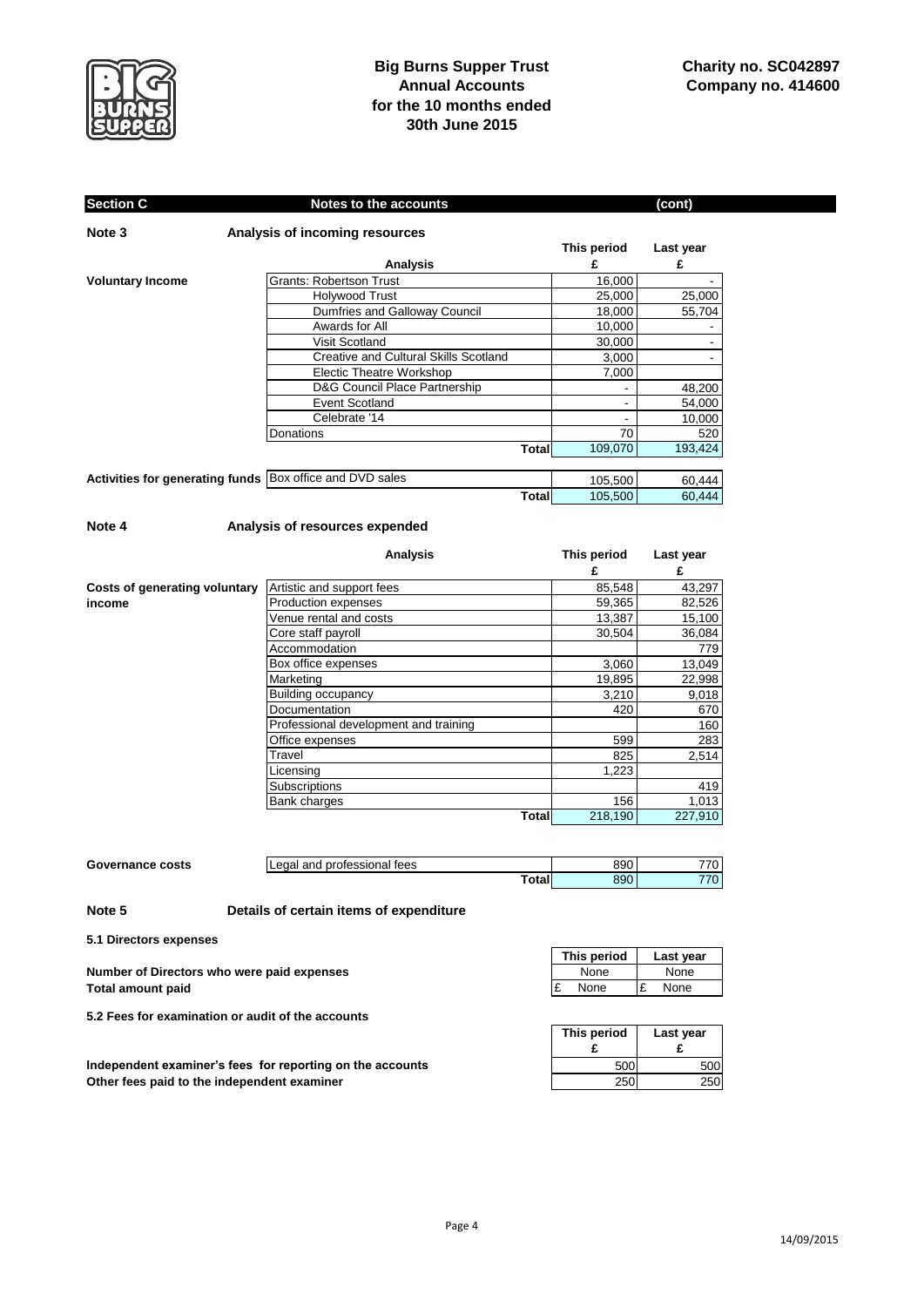**Big Burns Supper Trust**
**Annual Accounts**
**for the 10 months ended**
**30th June 2015**

**Charity no. SC042897**
**Company no. 414600**

## Section C — Notes to the accounts (cont)

### Note 3 — Analysis of incoming resources

| | Analysis | This period £ | Last year £ |
|---|---|---|---|
| **Voluntary Income** | Grants: Robertson Trust | 16,000 | - |
| | Holywood Trust | 25,000 | 25,000 |
| | Dumfries and Galloway Council | 18,000 | 55,704 |
| | Awards for All | 10,000 | - |
| | Visit Scotland | 30,000 | - |
| | Creative and Cultural Skills Scotland | 3,000 | - |
| | Electic Theatre Workshop | 7,000 | |
| | D&G Council Place Partnership | - | 48,200 |
| | Event Scotland | - | 54,000 |
| | Celebrate '14 | - | 10,000 |
| | Donations | 70 | 520 |
| | **Total** | 109,070 | 193,424 |
| **Activities for generating funds** | Box office and DVD sales | 105,500 | 60,444 |
| | **Total** | 105,500 | 60,444 |

### Note 4 — Analysis of resources expended

| | Analysis | This period £ | Last year £ |
|---|---|---|---|
| **Costs of generating voluntary income** | Artistic and support fees | 85,548 | 43,297 |
| | Production expenses | 59,365 | 82,526 |
| | Venue rental and costs | 13,387 | 15,100 |
| | Core staff payroll | 30,504 | 36,084 |
| | Accommodation | | 779 |
| | Box office expenses | 3,060 | 13,049 |
| | Marketing | 19,895 | 22,998 |
| | Building occupancy | 3,210 | 9,018 |
| | Documentation | 420 | 670 |
| | Professional development and training | | 160 |
| | Office expenses | 599 | 283 |
| | Travel | 825 | 2,514 |
| | Licensing | 1,223 | |
| | Subscriptions | | 419 |
| | Bank charges | 156 | 1,013 |
| | **Total** | 218,190 | 227,910 |
| **Governance costs** | Legal and professional fees | 890 | 770 |
| | **Total** | 890 | 770 |

### Note 5 — Details of certain items of expenditure

**5.1 Directors expenses**

| | This period | Last year |
|---|---|---|
| **Number of Directors who were paid expenses** | None | None |
| **Total amount paid** | £ None | £ None |

**5.2 Fees for examination or audit of the accounts**

| | This period £ | Last year £ |
|---|---|---|
| **Independent examiner's fees for reporting on the accounts** | 500 | 500 |
| **Other fees paid to the independent examiner** | 250 | 250 |

14/09/2015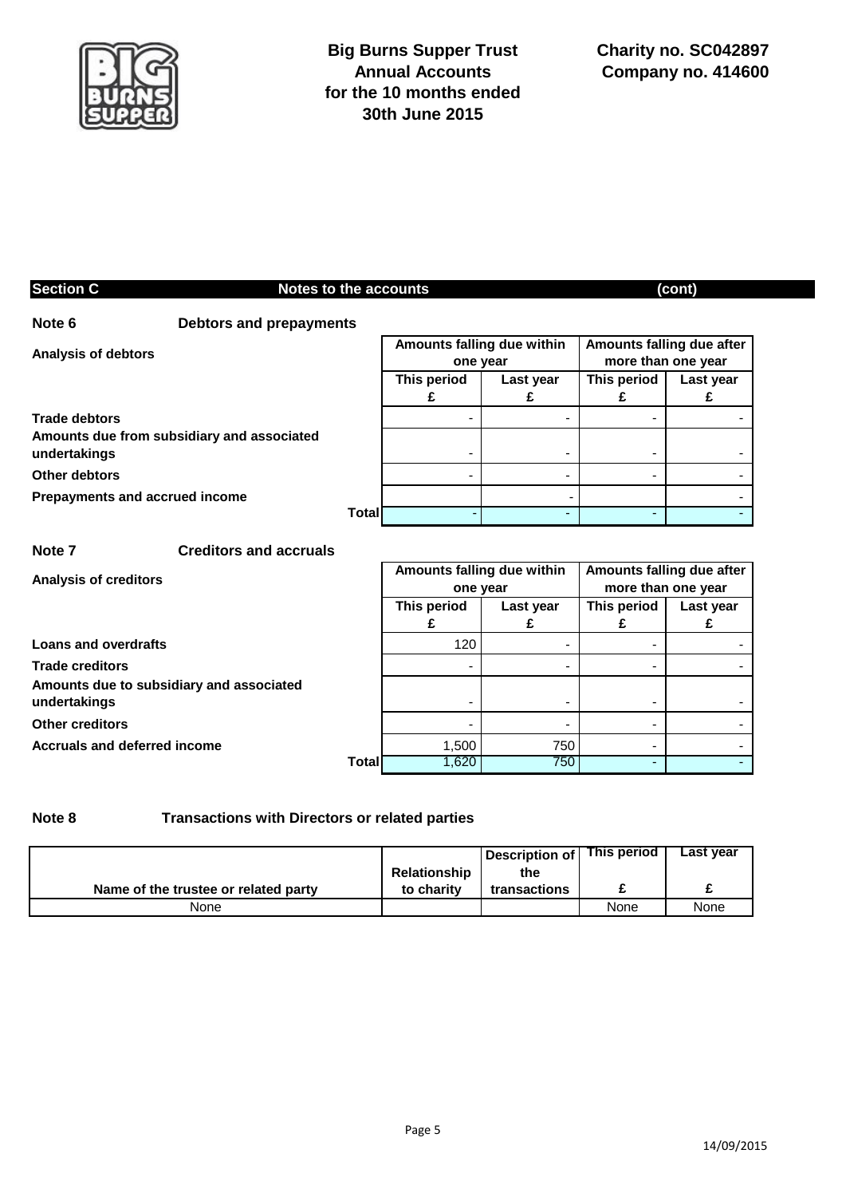**Big Burns Supper Trust**
**Annual Accounts**
**for the 10 months ended**
**30th June 2015**

**Charity no. SC042897**
**Company no. 414600**

## Section C Notes to the accounts (cont)

### Note 6 Debtors and prepayments

| Analysis of debtors | Amounts falling due within one year | | Amounts falling due after more than one year | |
|---|---|---|---|---|
| | This period £ | Last year £ | This period £ | Last year £ |
| Trade debtors | - | - | - | - |
| Amounts due from subsidiary and associated undertakings | - | - | - | - |
| Other debtors | - | - | - | - |
| Prepayments and accrued income | | - | | - |
| Total | - | - | - | - |

### Note 7 Creditors and accruals

| Analysis of creditors | Amounts falling due within one year | | Amounts falling due after more than one year | |
|---|---|---|---|---|
| | This period £ | Last year £ | This period £ | Last year £ |
| Loans and overdrafts | 120 | - | - | - |
| Trade creditors | - | - | - | - |
| Amounts due to subsidiary and associated undertakings | - | - | - | - |
| Other creditors | - | - | - | - |
| Accruals and deferred income | 1,500 | 750 | - | - |
| Total | 1,620 | 750 | - | - |

### Note 8 Transactions with Directors or related parties

| Name of the trustee or related party | Relationship to charity | Description of the transactions | This period £ | Last year £ |
|---|---|---|---|---|
| None | | | None | None |

14/09/2015